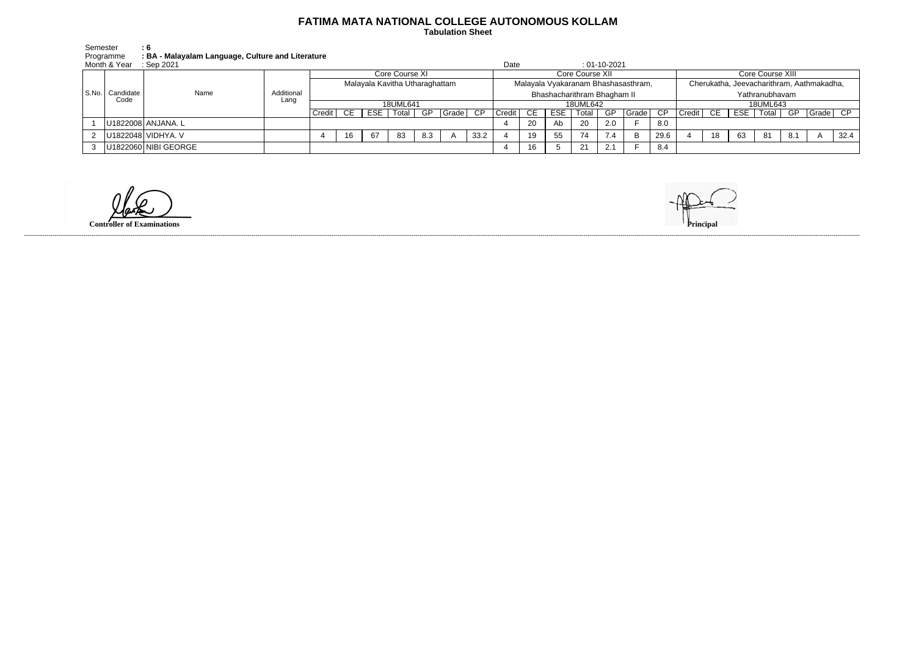# FATIMA MATA NATIONAL COLLEGE AUTONOMOUS KOLLAM

**Tabulation Sheet**

Semester **: 6**
Programme **: BA - Malayalam Language, Culture and Literature**
Month & Year : Sep 2021 Date : 01-10-2021

| S.No. | Candidate Code | Name | Additional Lang | Core Course XI | | | | | | | Core Course XII | | | | | | | Core Course XIII | | | | | | |
|---|---|---|---|---|---|---|---|---|---|---|---|---|---|---|---|---|---|---|---|---|---|---|---|---|
| | | | | Malayala Kavitha Utharaghattam | | | | | | | Malayala Vyakaranam Bhashasasthram, Bhashacharithram Bhagham II | | | | | | | Cherukatha, Jeevacharithram, Aathmakadha, Yathranubhavam | | | | | | |
| | | | | 18UML641 | | | | | | | 18UML642 | | | | | | | 18UML643 | | | | | | |
| | | | | Credit | CE | ESE | Total | GP | Grade | CP | Credit | CE | ESE | Total | GP | Grade | CP | Credit | CE | ESE | Total | GP | Grade | CP |
| 1 | U1822008 | ANJANA. L | | | | | | | | | 4 | 20 | Ab | 20 | 2.0 | F | 8.0 | | | | | | | |
| 2 | U1822048 | VIDHYA. V | | 4 | 16 | 67 | 83 | 8.3 | A | 33.2 | 4 | 19 | 55 | 74 | 7.4 | B | 29.6 | 4 | 18 | 63 | 81 | 8.1 | A | 32.4 |
| 3 | U1822060 | NIBI GEORGE | | | | | | | | | 4 | 16 | 5 | 21 | 2.1 | F | 8.4 | | | | | | | |

**Controller of Examinations**

**Principal**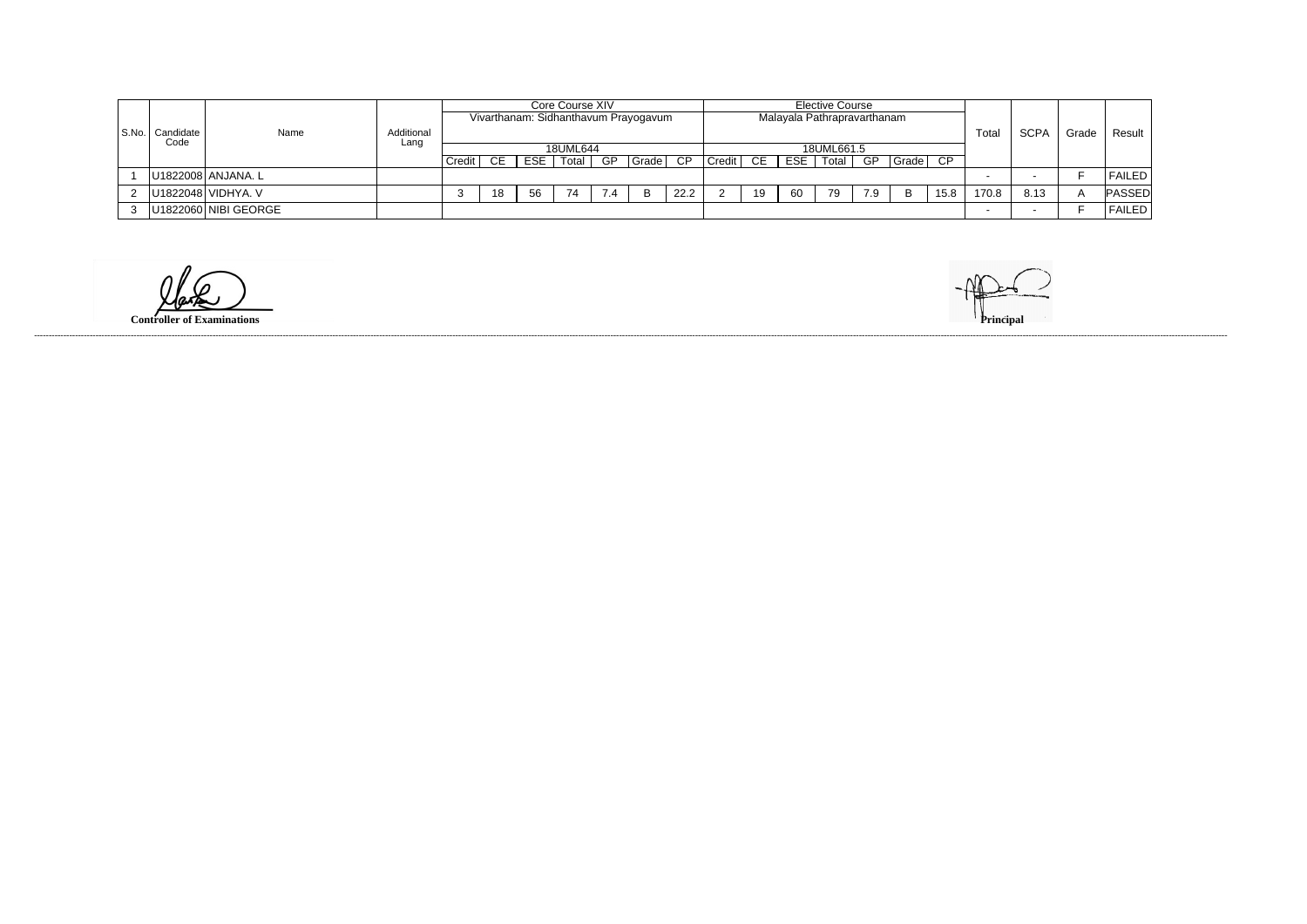| S.No. | Candidate Code | Name | Additional Lang | Core Course XIV Vivarthanam: Sidhanthavum Prayogavum 18UML644 | | | | | | | Elective Course Malayala Pathrapravarthanam 18UML661.5 | | | | | | | Total | SCPA | Grade | Result |
|---|---|---|---|---|---|---|---|---|---|---|---|---|---|---|---|---|---|---|---|---|---|
| | | | | Credit | CE | ESE | Total | GP | Grade | CP | Credit | CE | ESE | Total | GP | Grade | CP | | | | |
| 1 | U1822008 | ANJANA. L | | | | | | | | | | | | | | | | - | - | F | FAILED |
| 2 | U1822048 | VIDHYA. V | | 3 | 18 | 56 | 74 | 7.4 | B | 22.2 | 2 | 19 | 60 | 79 | 7.9 | B | 15.8 | 170.8 | 8.13 | A | PASSED |
| 3 | U1822060 | NIBI GEORGE | | | | | | | | | | | | | | | | - | - | F | FAILED |

**Controller of Examinations**

**Principal**